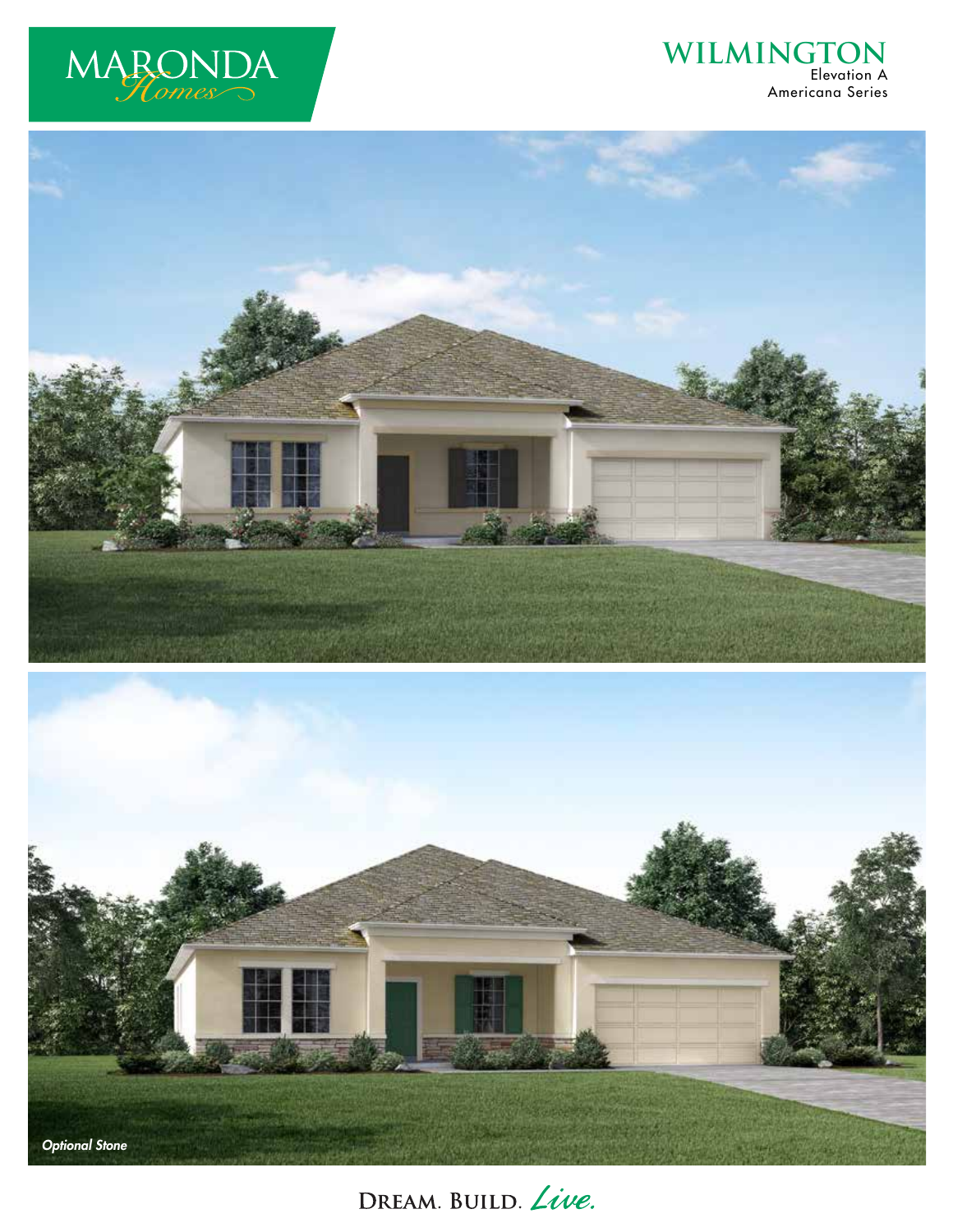MARONDA Homes

# WILMINGTON

Elevation A
Americana Series

*Optional Stone*

DREAM. BUILD. *Live.*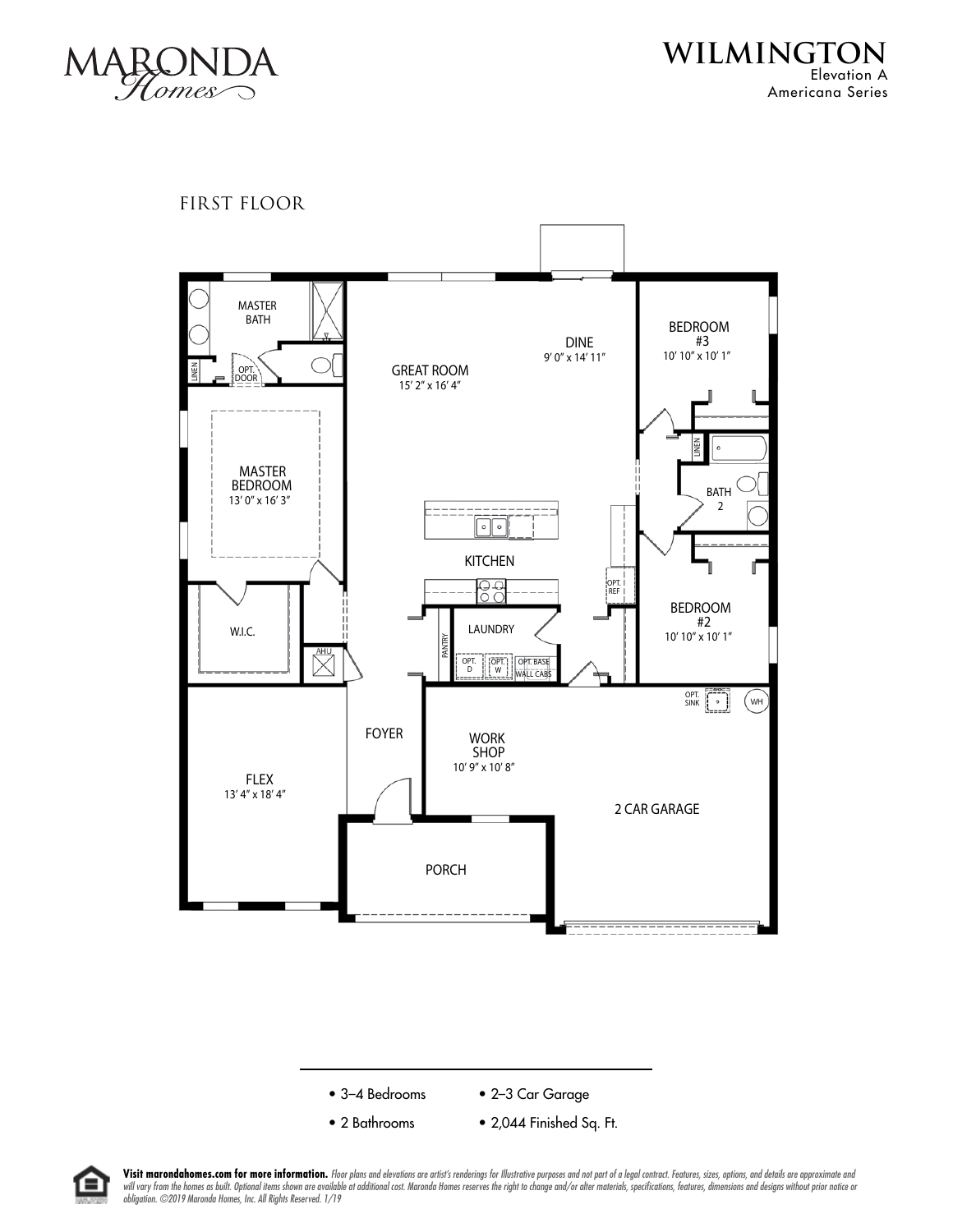MARONDA Homes

# WILMINGTON

Elevation A
Americana Series

## FIRST FLOOR

MASTER BATH

LINEN

OPT. DOOR

GREAT ROOM
15' 2" x 16' 4"

DINE
9' 0" x 14' 11"

BEDROOM #3
10' 10" x 10' 1"

MASTER BEDROOM
13' 0" x 16' 3"

LINEN

BATH 2

KITCHEN

OPT. REF

BEDROOM #2
10' 10" x 10' 1"

W.I.C.

AHU

PANTRY

LAUNDRY

OPT. D

OPT. W

OPT. BASE WALL CABS

OPT. SINK

WH

FOYER

WORK SHOP
10' 9" x 10' 8"

FLEX
13' 4" x 18' 4"

2 CAR GARAGE

PORCH

- 3–4 Bedrooms
- 2 Bathrooms
- 2–3 Car Garage
- 2,044 Finished Sq. Ft.

**Visit marondahomes.com for more information.** *Floor plans and elevations are artist's renderings for Illustrative purposes and not part of a legal contract. Features, sizes, options, and details are approximate and will vary from the homes as built. Optional items shown are available at additional cost. Maronda Homes reserves the right to change and/or alter materials, specifications, features, dimensions and designs without prior notice or obligation. ©2019 Maronda Homes, Inc. All Rights Reserved. 1/19*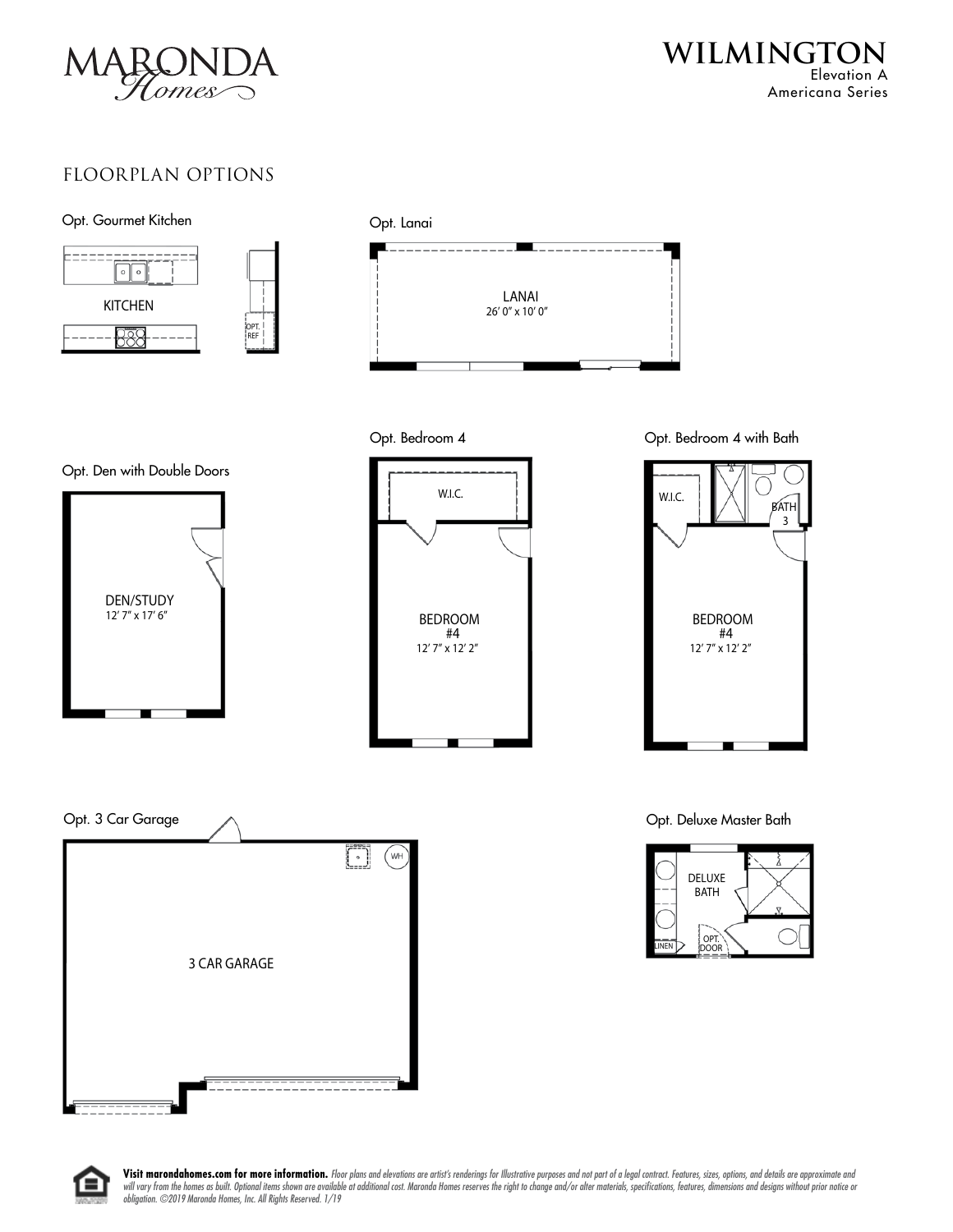MARONDA Homes

# WILMINGTON

Elevation A
Americana Series

## FLOORPLAN OPTIONS

Opt. Gourmet Kitchen

KITCHEN

OPT. REF

Opt. Lanai

LANAI
26' 0" x 10' 0"

Opt. Den with Double Doors

DEN/STUDY
12' 7" x 17' 6"

Opt. Bedroom 4

W.I.C.

BEDROOM #4
12' 7" x 12' 2"

Opt. Bedroom 4 with Bath

W.I.C.

BATH 3

BEDROOM #4
12' 7" x 12' 2"

Opt. 3 Car Garage

WH

3 CAR GARAGE

Opt. Deluxe Master Bath

DELUXE BATH

LINEN

OPT. DOOR

**Visit marondahomes.com for more information.** *Floor plans and elevations are artist's renderings for Illustrative purposes and not part of a legal contract. Features, sizes, options, and details are approximate and will vary from the homes as built. Optional items shown are available at additional cost. Maronda Homes reserves the right to change and/or alter materials, specifications, features, dimensions and designs without prior notice or obligation. ©2019 Maronda Homes, Inc. All Rights Reserved. 1/19*